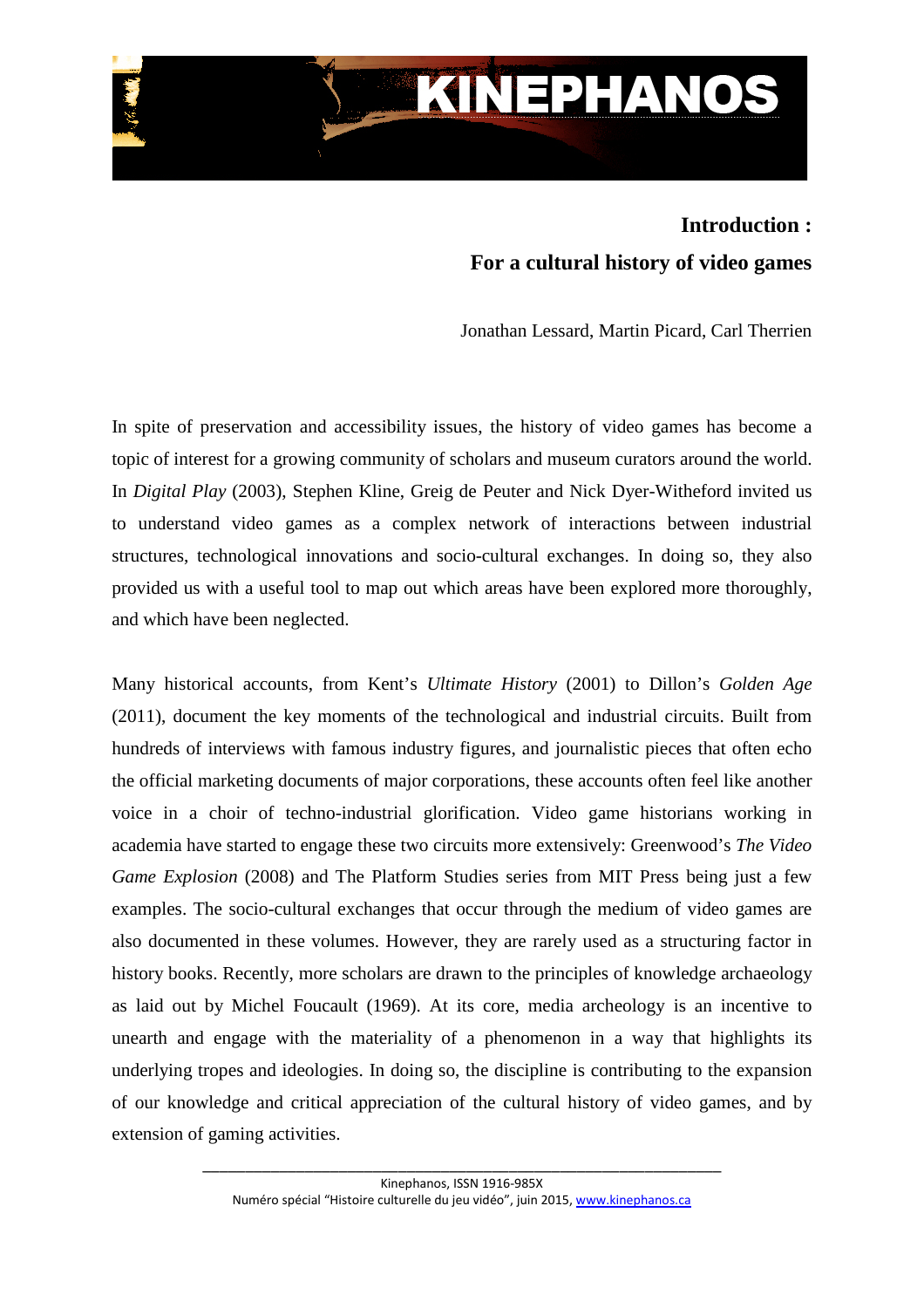# Introduction :

## For a cultural history of video games

Jonathan Lessard, Martin Picard, Carl Therrien

In spite of preservation and accessibility issues, the history of video games has become a topic of interest for a growing community of scholars and museum curators around the world. In *Digital Play* (2003), Stephen Kline, Greig de Peuter and Nick Dyer-Witheford invited us to understand video games as a complex network of interactions between industrial structures, technological innovations and socio-cultural exchanges. In doing so, they also provided us with a useful tool to map out which areas have been explored more thoroughly, and which have been neglected.

Many historical accounts, from Kent's *Ultimate History* (2001) to Dillon's *Golden Age* (2011), document the key moments of the technological and industrial circuits. Built from hundreds of interviews with famous industry figures, and journalistic pieces that often echo the official marketing documents of major corporations, these accounts often feel like another voice in a choir of techno-industrial glorification. Video game historians working in academia have started to engage these two circuits more extensively: Greenwood's *The Video Game Explosion* (2008) and The Platform Studies series from MIT Press being just a few examples. The socio-cultural exchanges that occur through the medium of video games are also documented in these volumes. However, they are rarely used as a structuring factor in history books. Recently, more scholars are drawn to the principles of knowledge archaeology as laid out by Michel Foucault (1969). At its core, media archeology is an incentive to unearth and engage with the materiality of a phenomenon in a way that highlights its underlying tropes and ideologies. In doing so, the discipline is contributing to the expansion of our knowledge and critical appreciation of the cultural history of video games, and by extension of gaming activities.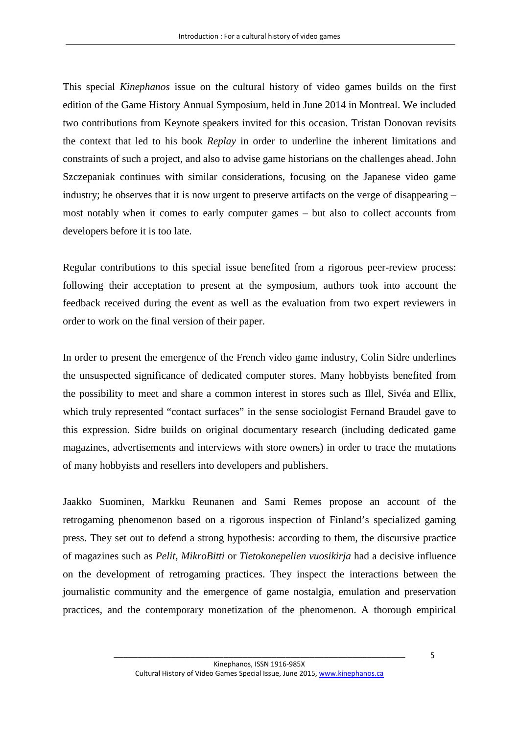This special *Kinephanos* issue on the cultural history of video games builds on the first edition of the Game History Annual Symposium, held in June 2014 in Montreal. We included two contributions from Keynote speakers invited for this occasion. Tristan Donovan revisits the context that led to his book *Replay* in order to underline the inherent limitations and constraints of such a project, and also to advise game historians on the challenges ahead. John Szczepaniak continues with similar considerations, focusing on the Japanese video game industry; he observes that it is now urgent to preserve artifacts on the verge of disappearing – most notably when it comes to early computer games – but also to collect accounts from developers before it is too late.

Regular contributions to this special issue benefited from a rigorous peer-review process: following their acceptation to present at the symposium, authors took into account the feedback received during the event as well as the evaluation from two expert reviewers in order to work on the final version of their paper.

In order to present the emergence of the French video game industry, Colin Sidre underlines the unsuspected significance of dedicated computer stores. Many hobbyists benefited from the possibility to meet and share a common interest in stores such as Illel, Sivéa and Ellix, which truly represented "contact surfaces" in the sense sociologist Fernand Braudel gave to this expression. Sidre builds on original documentary research (including dedicated game magazines, advertisements and interviews with store owners) in order to trace the mutations of many hobbyists and resellers into developers and publishers.

Jaakko Suominen, Markku Reunanen and Sami Remes propose an account of the retrogaming phenomenon based on a rigorous inspection of Finland's specialized gaming press. They set out to defend a strong hypothesis: according to them, the discursive practice of magazines such as *Pelit*, *MikroBitti* or *Tietokonepelien vuosikirja* had a decisive influence on the development of retrogaming practices. They inspect the interactions between the journalistic community and the emergence of game nostalgia, emulation and preservation practices, and the contemporary monetization of the phenomenon. A thorough empirical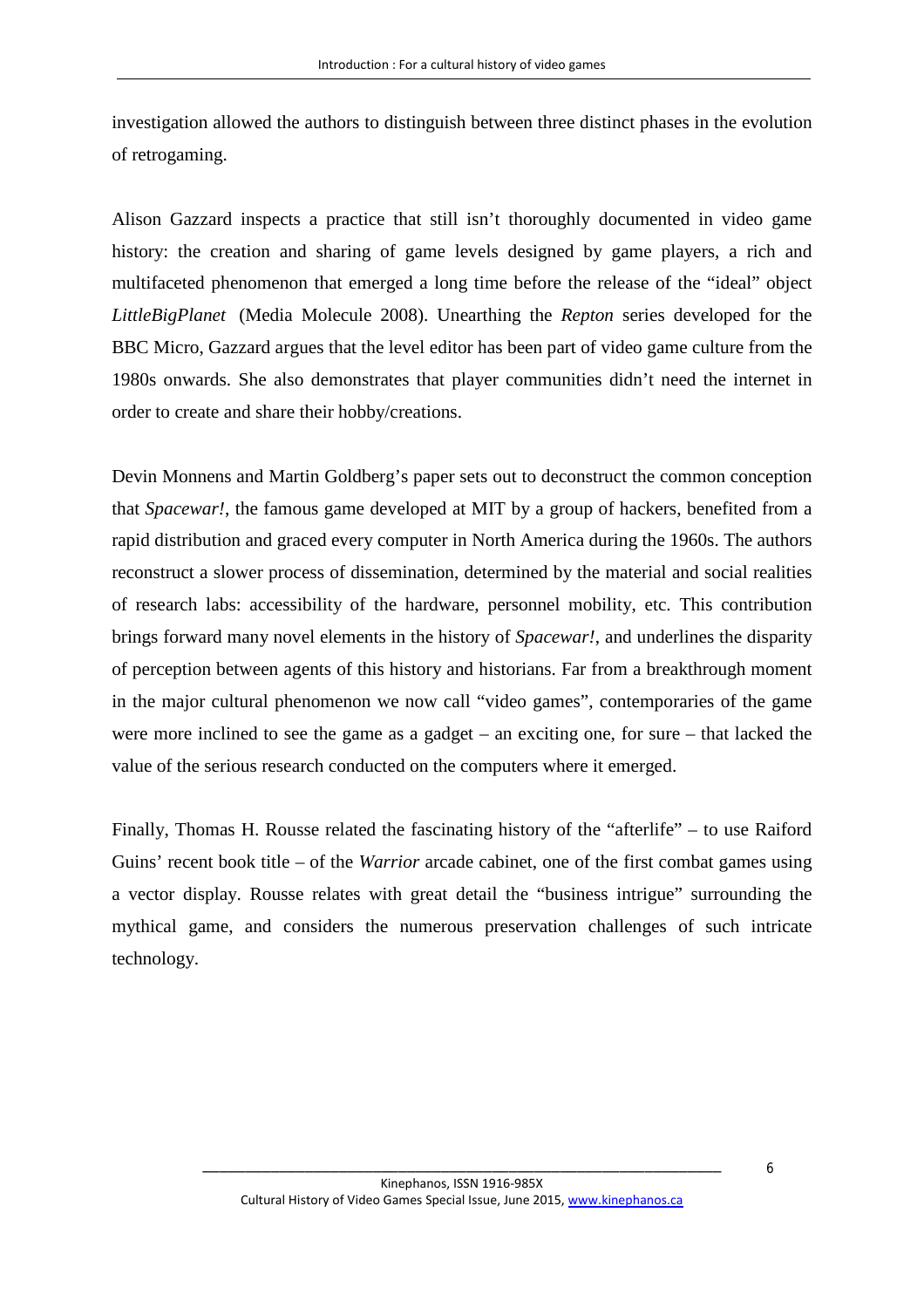investigation allowed the authors to distinguish between three distinct phases in the evolution of retrogaming.

Alison Gazzard inspects a practice that still isn't thoroughly documented in video game history: the creation and sharing of game levels designed by game players, a rich and multifaceted phenomenon that emerged a long time before the release of the "ideal" object *LittleBigPlanet* (Media Molecule 2008). Unearthing the *Repton* series developed for the BBC Micro, Gazzard argues that the level editor has been part of video game culture from the 1980s onwards. She also demonstrates that player communities didn't need the internet in order to create and share their hobby/creations.

Devin Monnens and Martin Goldberg's paper sets out to deconstruct the common conception that *Spacewar!*, the famous game developed at MIT by a group of hackers, benefited from a rapid distribution and graced every computer in North America during the 1960s. The authors reconstruct a slower process of dissemination, determined by the material and social realities of research labs: accessibility of the hardware, personnel mobility, etc. This contribution brings forward many novel elements in the history of *Spacewar!*, and underlines the disparity of perception between agents of this history and historians. Far from a breakthrough moment in the major cultural phenomenon we now call "video games", contemporaries of the game were more inclined to see the game as a gadget – an exciting one, for sure – that lacked the value of the serious research conducted on the computers where it emerged.

Finally, Thomas H. Rousse related the fascinating history of the "afterlife" – to use Raiford Guins' recent book title – of the *Warrior* arcade cabinet, one of the first combat games using a vector display. Rousse relates with great detail the "business intrigue" surrounding the mythical game, and considers the numerous preservation challenges of such intricate technology.